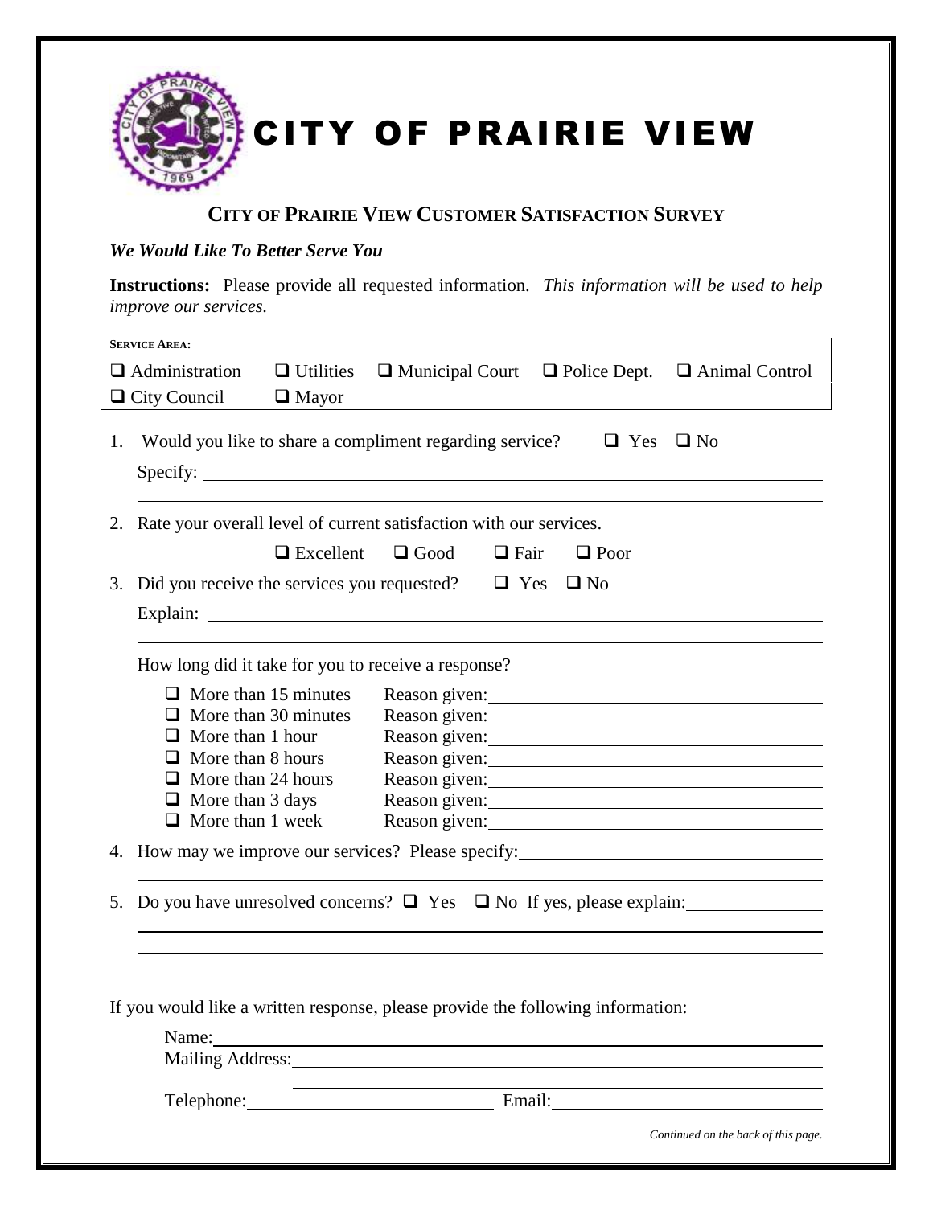# CITY OF PRAIRIE VIEW

## CITY OF PRAIRIE VIEW CUSTOMER SATISFACTION SURVEY

***We Would Like To Better Serve You***

**Instructions:** Please provide all requested information. *This information will be used to help improve our services.*

**SERVICE AREA:**

☐ Administration ☐ Utilities ☐ Municipal Court ☐ Police Dept. ☐ Animal Control
☐ City Council ☐ Mayor

1. Would you like to share a compliment regarding service? ☐ Yes ☐ No

   Specify: ______________________________

2. Rate your overall level of current satisfaction with our services.

   ☐ Excellent ☐ Good ☐ Fair ☐ Poor

3. Did you receive the services you requested? ☐ Yes ☐ No

   Explain: ______________________________

   How long did it take for you to receive a response?

   - ☐ More than 15 minutes Reason given: ______________
   - ☐ More than 30 minutes Reason given: ______________
   - ☐ More than 1 hour Reason given: ______________
   - ☐ More than 8 hours Reason given: ______________
   - ☐ More than 24 hours Reason given: ______________
   - ☐ More than 3 days Reason given: ______________
   - ☐ More than 1 week Reason given: ______________

4. How may we improve our services? Please specify: ______________

5. Do you have unresolved concerns? ☐ Yes ☐ No If yes, please explain: ______________

If you would like a written response, please provide the following information:

Name: ______________________________

Mailing Address: ______________________________

Telephone: ______________ Email: ______________

*Continued on the back of this page.*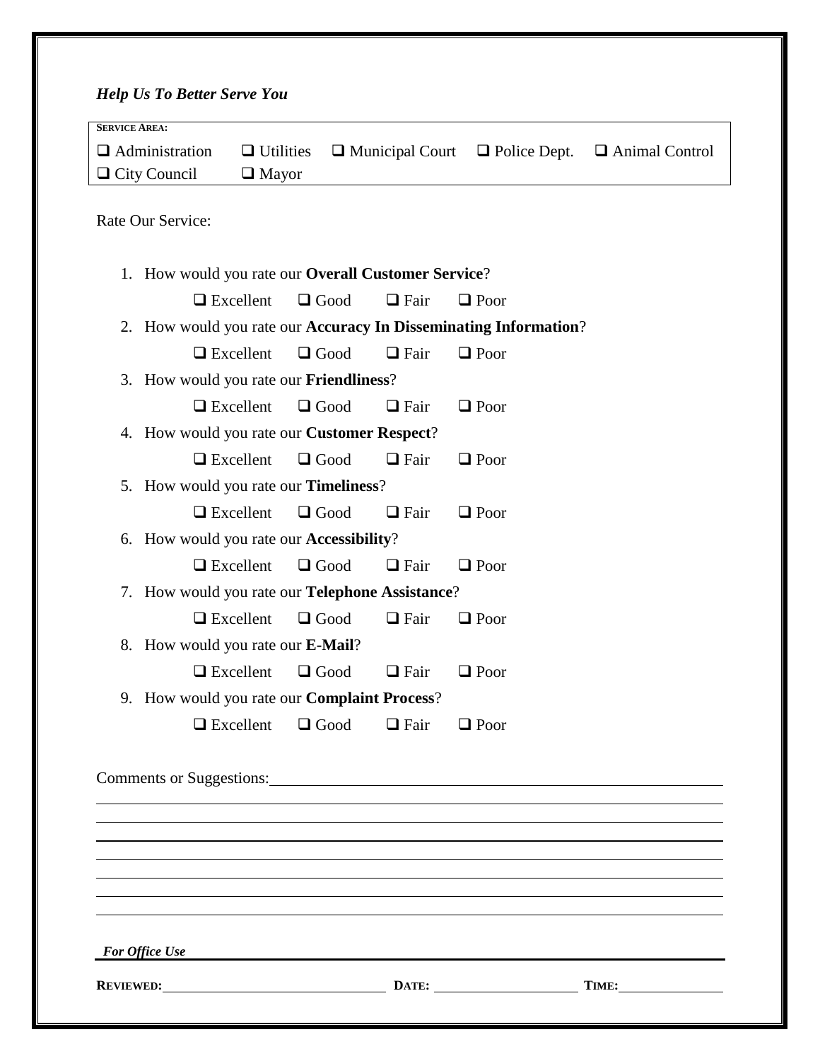***Help Us To Better Serve You***

**SERVICE AREA:**

❑ Administration ❑ Utilities ❑ Municipal Court ❑ Police Dept. ❑ Animal Control
❑ City Council ❑ Mayor

Rate Our Service:

1. How would you rate our **Overall Customer Service**?
   ❑ Excellent ❑ Good ❑ Fair ❑ Poor
2. How would you rate our **Accuracy In Disseminating Information**?
   ❑ Excellent ❑ Good ❑ Fair ❑ Poor
3. How would you rate our **Friendliness**?
   ❑ Excellent ❑ Good ❑ Fair ❑ Poor
4. How would you rate our **Customer Respect**?
   ❑ Excellent ❑ Good ❑ Fair ❑ Poor
5. How would you rate our **Timeliness**?
   ❑ Excellent ❑ Good ❑ Fair ❑ Poor
6. How would you rate our **Accessibility**?
   ❑ Excellent ❑ Good ❑ Fair ❑ Poor
7. How would you rate our **Telephone Assistance**?
   ❑ Excellent ❑ Good ❑ Fair ❑ Poor
8. How would you rate our **E-Mail**?
   ❑ Excellent ❑ Good ❑ Fair ❑ Poor
9. How would you rate our **Complaint Process**?
   ❑ Excellent ❑ Good ❑ Fair ❑ Poor

Comments or Suggestions: \_\_\_\_\_\_\_\_\_\_\_\_\_\_\_\_\_\_\_\_\_\_\_\_\_\_\_\_\_\_\_\_\_\_\_\_\_\_\_\_

***For Office Use***

**REVIEWED:** \_\_\_\_\_\_\_\_\_\_\_\_\_\_\_\_ **DATE:** \_\_\_\_\_\_\_\_\_\_ **TIME:** \_\_\_\_\_\_\_\_